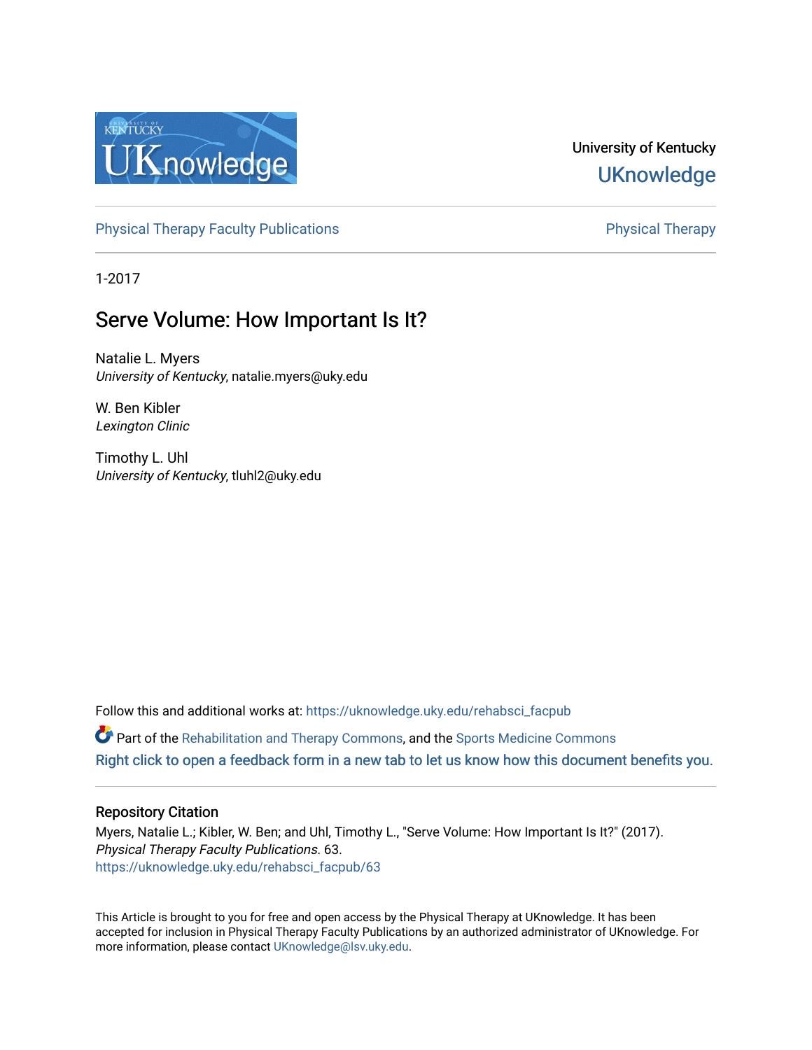University of Kentucky

UKnowledge

Physical Therapy Faculty Publications

Physical Therapy

1-2017

# Serve Volume: How Important Is It?

Natalie L. Myers
*University of Kentucky*, natalie.myers@uky.edu

W. Ben Kibler
*Lexington Clinic*

Timothy L. Uhl
*University of Kentucky*, tluhl2@uky.edu

Follow this and additional works at: https://uknowledge.uky.edu/rehabsci_facpub

Part of the Rehabilitation and Therapy Commons, and the Sports Medicine Commons

Right click to open a feedback form in a new tab to let us know how this document benefits you.

## Repository Citation

Myers, Natalie L.; Kibler, W. Ben; and Uhl, Timothy L., "Serve Volume: How Important Is It?" (2017). *Physical Therapy Faculty Publications*. 63.
https://uknowledge.uky.edu/rehabsci_facpub/63

This Article is brought to you for free and open access by the Physical Therapy at UKnowledge. It has been accepted for inclusion in Physical Therapy Faculty Publications by an authorized administrator of UKnowledge. For more information, please contact UKnowledge@lsv.uky.edu.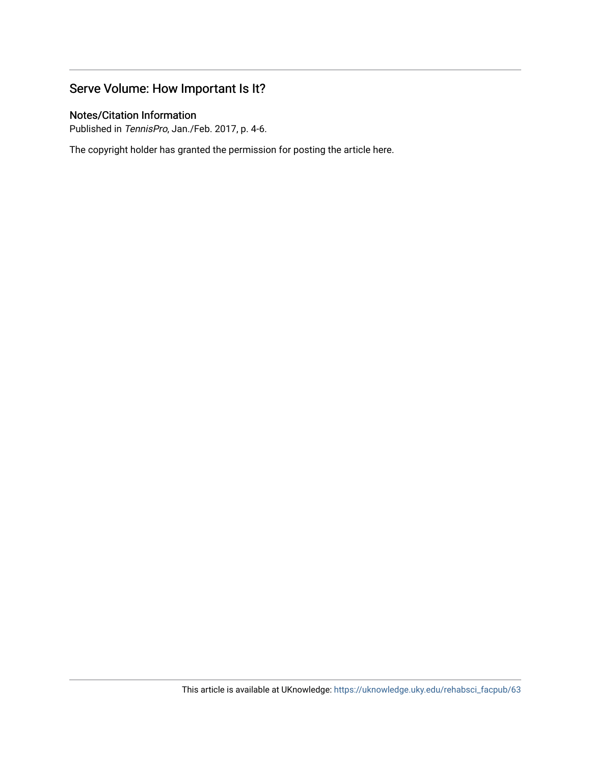## Serve Volume: How Important Is It?

### Notes/Citation Information

Published in *TennisPro*, Jan./Feb. 2017, p. 4-6.

The copyright holder has granted the permission for posting the article here.

This article is available at UKnowledge: https://uknowledge.uky.edu/rehabsci_facpub/63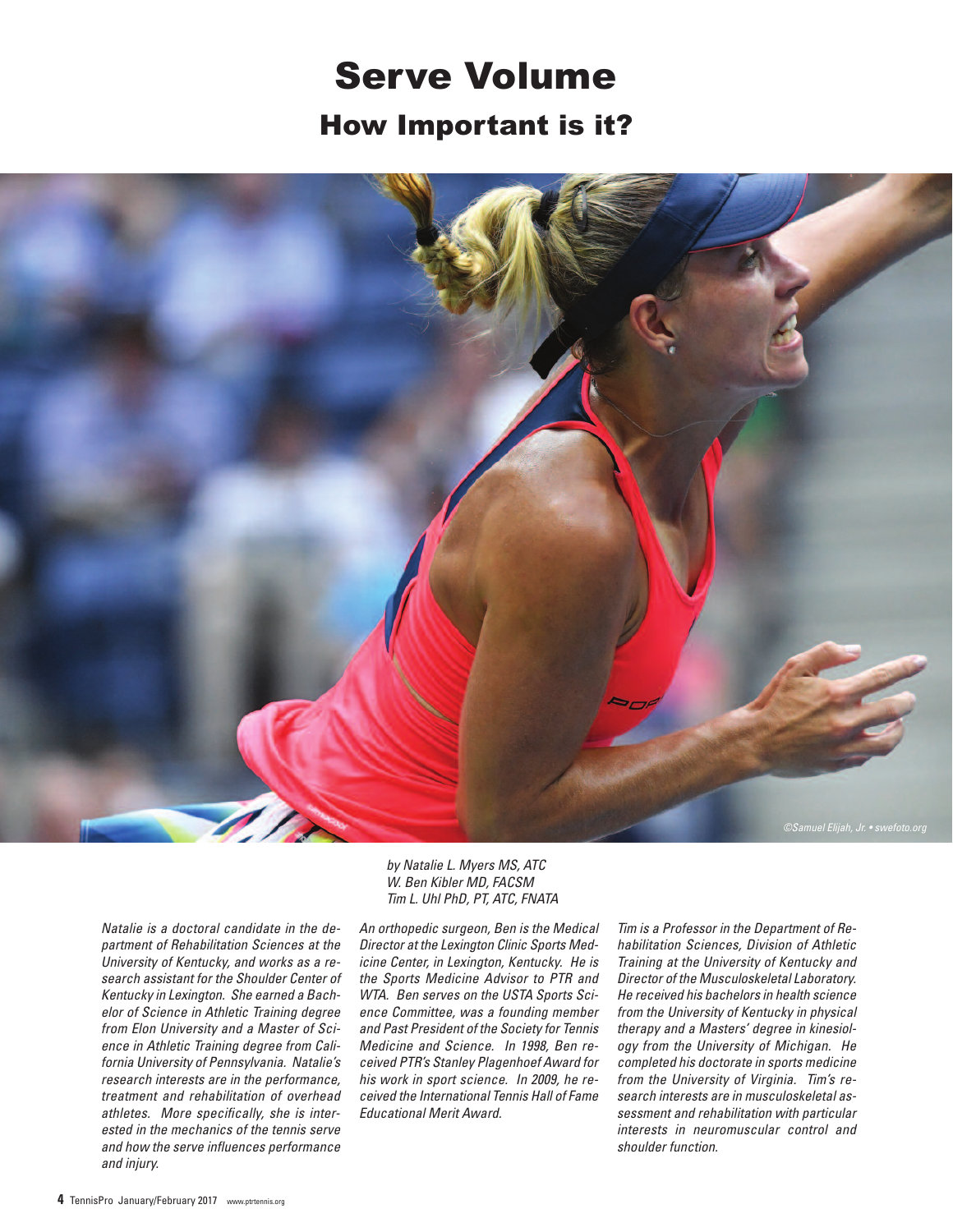# Serve Volume

## How Important is it?

©Samuel Elijah, Jr. • swefoto.org

*by Natalie L. Myers MS, ATC*
*W. Ben Kibler MD, FACSM*
*Tim L. Uhl PhD, PT, ATC, FNATA*

*Natalie is a doctoral candidate in the department of Rehabilitation Sciences at the University of Kentucky, and works as a research assistant for the Shoulder Center of Kentucky in Lexington. She earned a Bachelor of Science in Athletic Training degree from Elon University and a Master of Science in Athletic Training degree from California University of Pennsylvania. Natalie's research interests are in the performance, treatment and rehabilitation of overhead athletes. More specifically, she is interested in the mechanics of the tennis serve and how the serve influences performance and injury.*

*An orthopedic surgeon, Ben is the Medical Director at the Lexington Clinic Sports Medicine Center, in Lexington, Kentucky. He is the Sports Medicine Advisor to PTR and WTA. Ben serves on the USTA Sports Science Committee, was a founding member and Past President of the Society for Tennis Medicine and Science. In 1998, Ben received PTR's Stanley Plagenhoef Award for his work in sport science. In 2009, he received the International Tennis Hall of Fame Educational Merit Award.*

*Tim is a Professor in the Department of Rehabilitation Sciences, Division of Athletic Training at the University of Kentucky and Director of the Musculoskeletal Laboratory. He received his bachelors in health science from the University of Kentucky in physical therapy and a Masters' degree in kinesiology from the University of Michigan. He completed his doctorate in sports medicine from the University of Virginia. Tim's research interests are in musculoskeletal assessment and rehabilitation with particular interests in neuromuscular control and shoulder function.*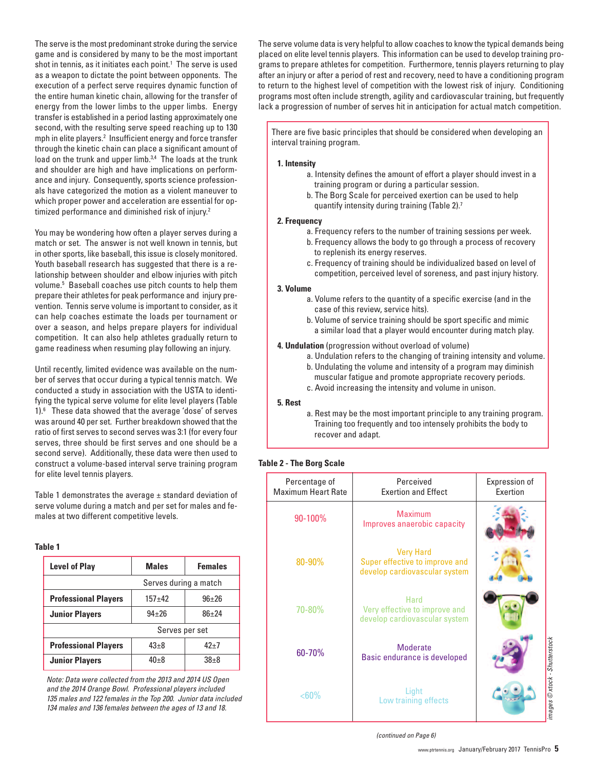The serve is the most predominant stroke during the service game and is considered by many to be the most important shot in tennis, as it initiates each point.[1] The serve is used as a weapon to dictate the point between opponents. The execution of a perfect serve requires dynamic function of the entire human kinetic chain, allowing for the transfer of energy from the lower limbs to the upper limbs. Energy transfer is established in a period lasting approximately one second, with the resulting serve speed reaching up to 130 mph in elite players.[2] Insufficient energy and force transfer through the kinetic chain can place a significant amount of load on the trunk and upper limb.[3,4] The loads at the trunk and shoulder are high and have implications on performance and injury. Consequently, sports science professionals have categorized the motion as a violent maneuver to which proper power and acceleration are essential for optimized performance and diminished risk of injury.[2]

You may be wondering how often a player serves during a match or set. The answer is not well known in tennis, but in other sports, like baseball, this issue is closely monitored. Youth baseball research has suggested that there is a relationship between shoulder and elbow injuries with pitch volume.[5] Baseball coaches use pitch counts to help them prepare their athletes for peak performance and injury prevention. Tennis serve volume is important to consider, as it can help coaches estimate the loads per tournament or over a season, and helps prepare players for individual competition. It can also help athletes gradually return to game readiness when resuming play following an injury.

Until recently, limited evidence was available on the number of serves that occur during a typical tennis match. We conducted a study in association with the USTA to identifying the typical serve volume for elite level players (Table 1).[6] These data showed that the average 'dose' of serves was around 40 per set. Further breakdown showed that the ratio of first serves to second serves was 3:1 (for every four serves, three should be first serves and one should be a second serve). Additionally, these data were then used to construct a volume-based interval serve training program for elite level tennis players.

Table 1 demonstrates the average ± standard deviation of serve volume during a match and per set for males and females at two different competitive levels.

**Table 1**

| **Level of Play** | **Males** | **Females** |
|---|---|---|
| | Serves during a match | |
| **Professional Players** | 157±42 | 96±26 |
| **Junior Players** | 94±26 | 86±24 |
| | Serves per set | |
| **Professional Players** | 43±8 | 42±7 |
| **Junior Players** | 40±8 | 38±8 |

*Note: Data were collected from the 2013 and 2014 US Open and the 2014 Orange Bowl. Professional players included 135 males and 122 females in the Top 200. Junior data included 134 males and 136 females between the ages of 13 and 18.*

The serve volume data is very helpful to allow coaches to know the typical demands being placed on elite level tennis players. This information can be used to develop training programs to prepare athletes for competition. Furthermore, tennis players returning to play after an injury or after a period of rest and recovery, need to have a conditioning program to return to the highest level of competition with the lowest risk of injury. Conditioning programs most often include strength, agility and cardiovascular training, but frequently lack a progression of number of serves hit in anticipation for actual match competition.

There are five basic principles that should be considered when developing an interval training program.

**1. Intensity**

a. Intensity defines the amount of effort a player should invest in a training program or during a particular session.
b. The Borg Scale for perceived exertion can be used to help quantify intensity during training (Table 2).[7]

**2. Frequency**

a. Frequency refers to the number of training sessions per week.
b. Frequency allows the body to go through a process of recovery to replenish its energy reserves.
c. Frequency of training should be individualized based on level of competition, perceived level of soreness, and past injury history.

**3. Volume**

a. Volume refers to the quantity of a specific exercise (and in the case of this review, service hits).
b. Volume of service training should be sport specific and mimic a similar load that a player would encounter during match play.

**4. Undulation** (progression without overload of volume)

a. Undulation refers to the changing of training intensity and volume.
b. Undulating the volume and intensity of a program may diminish muscular fatigue and promote appropriate recovery periods.
c. Avoid increasing the intensity and volume in unison.

**5. Rest**

a. Rest may be the most important principle to any training program. Training too frequently and too intensely prohibits the body to recover and adapt.

**Table 2 - The Borg Scale**

| Percentage of Maximum Heart Rate | Perceived Exertion and Effect | Expression of Exertion |
|---|---|---|
| 90-100% | Maximum<br>Improves anaerobic capacity | |
| 80-90% | Very Hard<br>Super effective to improve and develop cardiovascular system | |
| 70-80% | Hard<br>Very effective to improve and develop cardiovascular system | |
| 60-70% | Moderate<br>Basic endurance is developed | |
| <60% | Light<br>Low training effects | |

*images ©xtock - Shutterstock*

*(continued on Page 6)*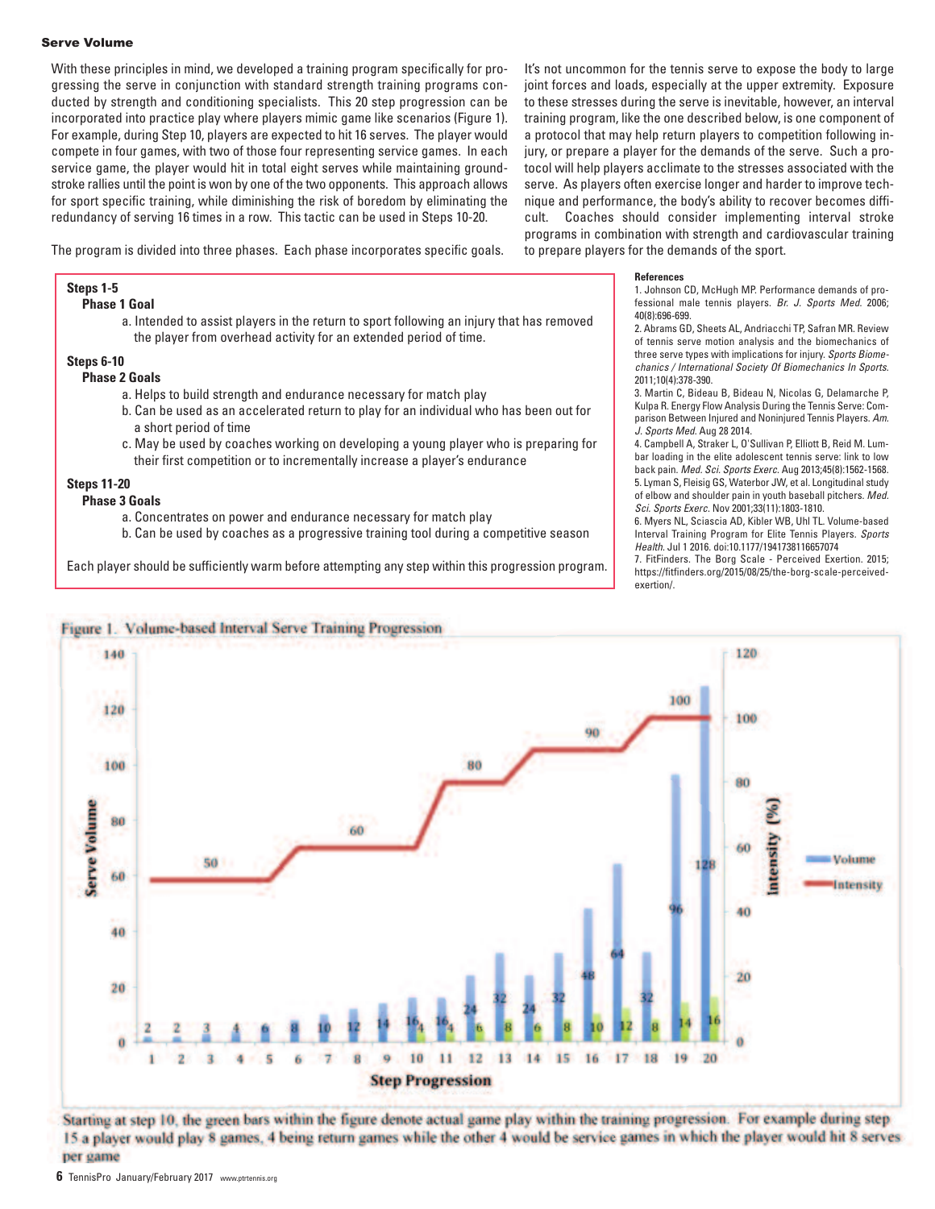## Serve Volume

With these principles in mind, we developed a training program specifically for progressing the serve in conjunction with standard strength training programs conducted by strength and conditioning specialists. This 20 step progression can be incorporated into practice play where players mimic game like scenarios (Figure 1). For example, during Step 10, players are expected to hit 16 serves. The player would compete in four games, with two of those four representing service games. In each service game, the player would hit in total eight serves while maintaining groundstroke rallies until the point is won by one of the two opponents. This approach allows for sport specific training, while diminishing the risk of boredom by eliminating the redundancy of serving 16 times in a row. This tactic can be used in Steps 10-20.

The program is divided into three phases. Each phase incorporates specific goals.

**Steps 1-5**
**Phase 1 Goal**

a. Intended to assist players in the return to sport following an injury that has removed the player from overhead activity for an extended period of time.

**Steps 6-10**
**Phase 2 Goals**

a. Helps to build strength and endurance necessary for match play
b. Can be used as an accelerated return to play for an individual who has been out for a short period of time
c. May be used by coaches working on developing a young player who is preparing for their first competition or to incrementally increase a player's endurance

**Steps 11-20**
**Phase 3 Goals**

a. Concentrates on power and endurance necessary for match play
b. Can be used by coaches as a progressive training tool during a competitive season

Each player should be sufficiently warm before attempting any step within this progression program.

It's not uncommon for the tennis serve to expose the body to large joint forces and loads, especially at the upper extremity. Exposure to these stresses during the serve is inevitable, however, an interval training program, like the one described below, is one component of a protocol that may help return players to competition following injury, or prepare a player for the demands of the serve. Such a protocol will help players acclimate to the stresses associated with the serve. As players often exercise longer and harder to improve technique and performance, the body's ability to recover becomes difficult. Coaches should consider implementing interval stroke programs in combination with strength and cardiovascular training to prepare players for the demands of the sport.

**References**

1. Johnson CD, McHugh MP. Performance demands of professional male tennis players. *Br. J. Sports Med.* 2006; 40(8):696-699.
2. Abrams GD, Sheets AL, Andriacchi TP, Safran MR. Review of tennis serve motion analysis and the biomechanics of three serve types with implications for injury. *Sports Biomechanics / International Society Of Biomechanics In Sports.* 2011;10(4):378-390.
3. Martin C, Bideau B, Bideau N, Nicolas G, Delamarche P, Kulpa R. Energy Flow Analysis During the Tennis Serve: Comparison Between Injured and Noninjured Tennis Players. *Am. J. Sports Med.* Aug 28 2014.
4. Campbell A, Straker L, O'Sullivan P, Elliott B, Reid M. Lumbar loading in the elite adolescent tennis serve: link to low back pain. *Med. Sci. Sports Exerc.* Aug 2013;45(8):1562-1568.
5. Lyman S, Fleisig GS, Waterbor JW, et al. Longitudinal study of elbow and shoulder pain in youth baseball pitchers. *Med. Sci. Sports Exerc.* Nov 2001;33(11):1803-1810.
6. Myers NL, Sciascia AD, Kibler WB, Uhl TL. Volume-based Interval Training Program for Elite Tennis Players. *Sports Health.* Jul 1 2016. doi:10.1177/1941738116657074
7. FitFinders. The Borg Scale - Perceived Exertion. 2015; https://fitfinders.org/2015/08/25/the-borg-scale-perceived-exertion/.

Figure 1. Volume-based Interval Serve Training Progression

Serve Volume
Intensity (%)
Volume
Intensity
Step Progression
50 60 80 90 100
2 2 3 4 6 8 10 12 14 16 4 16 4 24 6 32 8 24 6 32 8 48 10 64 12 32 8 96 14 128 16

Starting at step 10, the green bars within the figure denote actual game play within the training progression. For example during step 15 a player would play 8 games, 4 being return games while the other 4 would be service games in which the player would hit 8 serves per game